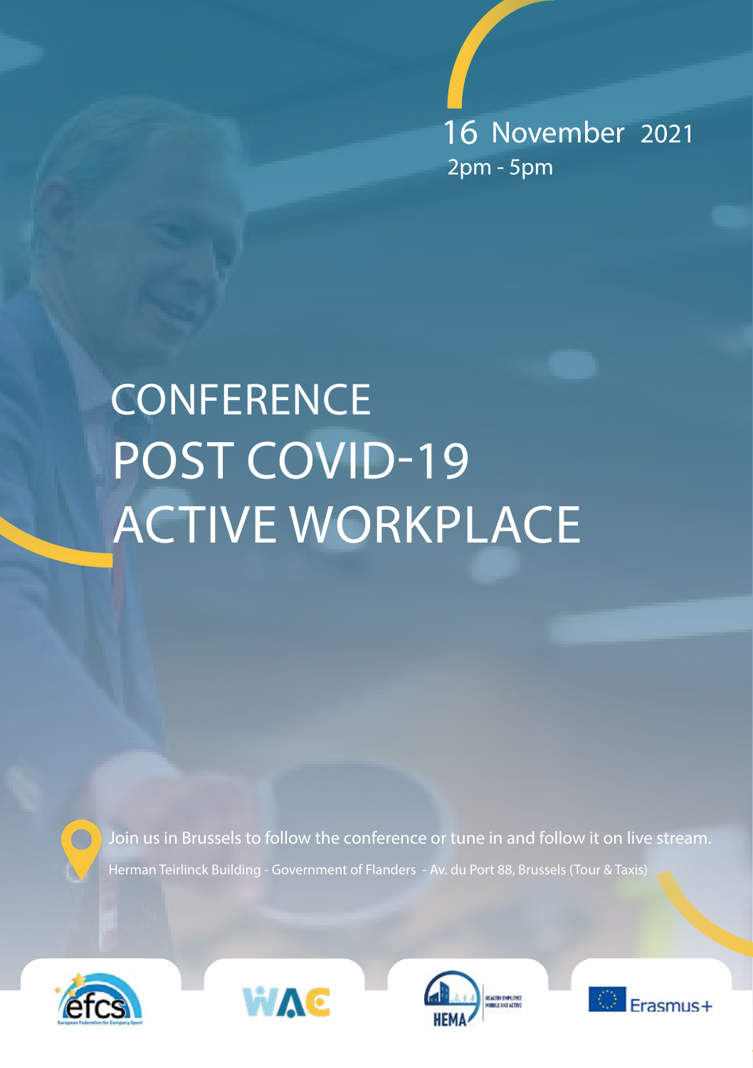16 November 2021
2pm - 5pm

# CONFERENCE
# POST COVID-19 ACTIVE WORKPLACE

Join us in Brussels to follow the conference or tune in and follow it on live stream.

Herman Teirlinck Building - Government of Flanders - Av. du Port 88, Brussels (Tour & Taxis)

efcs European Federation for Company Sport

WAC

HEMA HEALTHY EMPLOYEE MOBILE AND ACTIVE

Erasmus+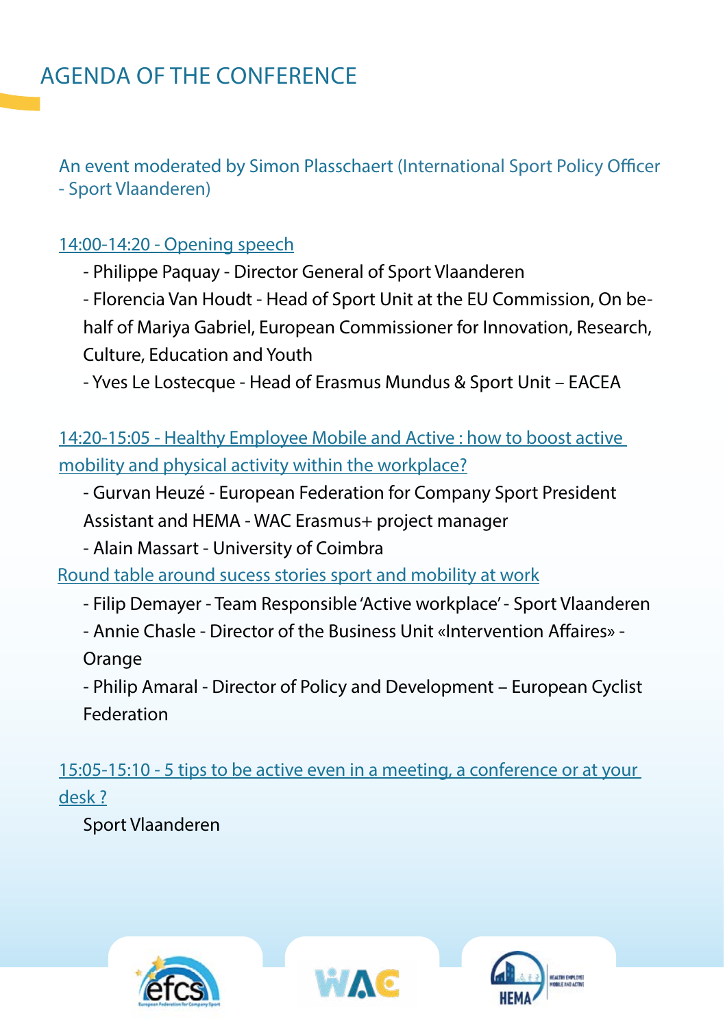# AGENDA OF THE CONFERENCE

An event moderated by Simon Plasschaert (International Sport Policy Officer - Sport Vlaanderen)

14:00-14:20 - Opening speech

- Philippe Paquay - Director General of Sport Vlaanderen
- Florencia Van Houdt - Head of Sport Unit at the EU Commission, On behalf of Mariya Gabriel, European Commissioner for Innovation, Research, Culture, Education and Youth
- Yves Le Lostecque - Head of Erasmus Mundus & Sport Unit – EACEA

14:20-15:05 - Healthy Employee Mobile and Active : how to boost active mobility and physical activity within the workplace?

- Gurvan Heuzé - European Federation for Company Sport President Assistant and HEMA - WAC Erasmus+ project manager
- Alain Massart - University of Coimbra

Round table around sucess stories sport and mobility at work

- Filip Demayer - Team Responsible 'Active workplace' - Sport Vlaanderen
- Annie Chasle - Director of the Business Unit «Intervention Affaires» - Orange
- Philip Amaral - Director of Policy and Development – European Cyclist Federation

15:05-15:10 - 5 tips to be active even in a meeting, a conference or at your desk ?

Sport Vlaanderen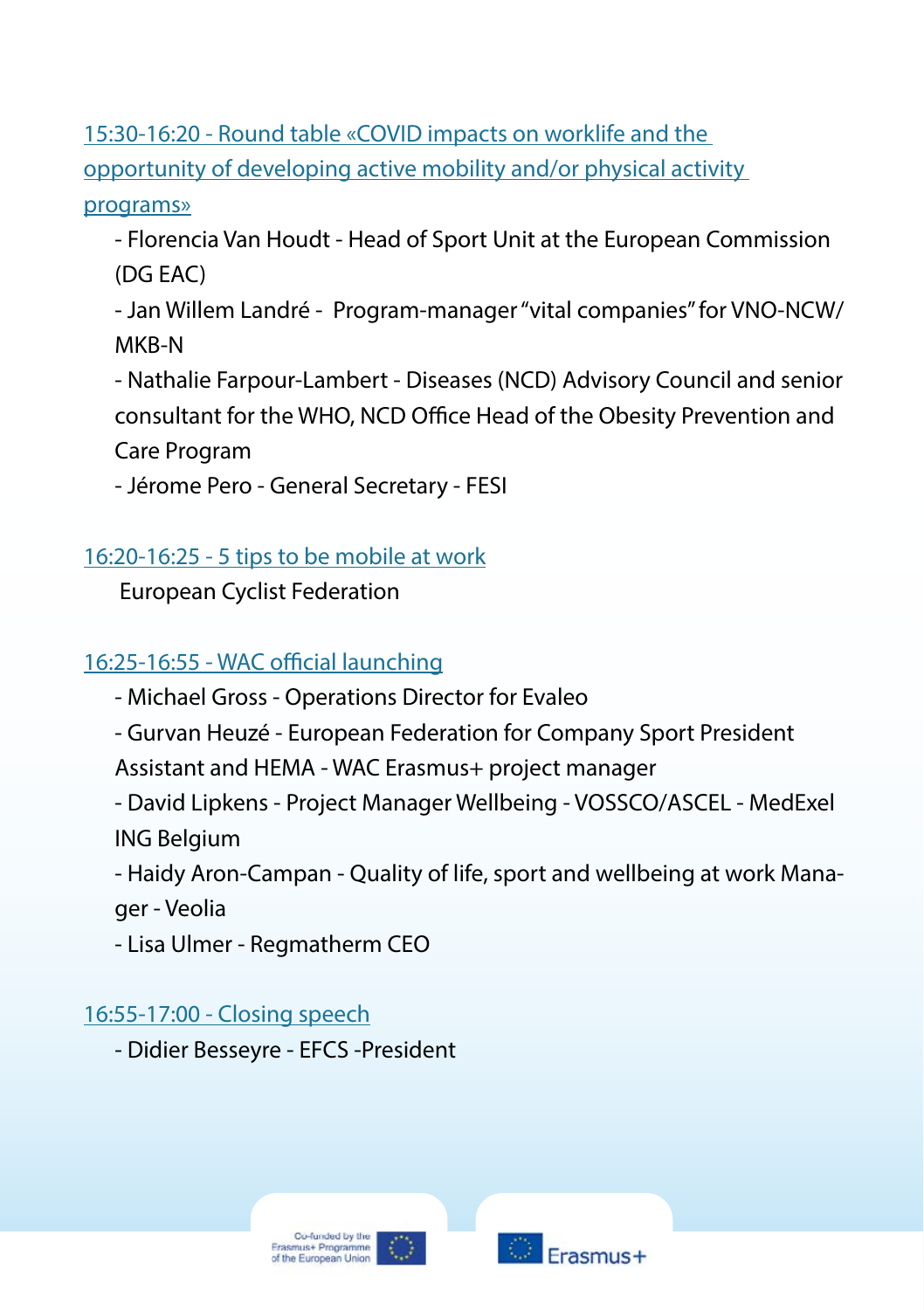15:30-16:20 - Round table «COVID impacts on worklife and the opportunity of developing active mobility and/or physical activity programs»

- Florencia Van Houdt - Head of Sport Unit at the European Commission (DG EAC)
- Jan Willem Landré - Program-manager "vital companies" for VNO-NCW/MKB-N
- Nathalie Farpour-Lambert - Diseases (NCD) Advisory Council and senior consultant for the WHO, NCD Office Head of the Obesity Prevention and Care Program
- Jérome Pero - General Secretary - FESI

16:20-16:25 - 5 tips to be mobile at work

European Cyclist Federation

16:25-16:55 - WAC official launching

- Michael Gross - Operations Director for Evaleo
- Gurvan Heuzé - European Federation for Company Sport President Assistant and HEMA - WAC Erasmus+ project manager
- David Lipkens - Project Manager Wellbeing - VOSSCO/ASCEL - MedExel ING Belgium
- Haidy Aron-Campan - Quality of life, sport and wellbeing at work Manager - Veolia
- Lisa Ulmer - Regmatherm CEO

16:55-17:00 - Closing speech

- Didier Besseyre - EFCS -President

Co-funded by the Erasmus+ Programme of the European Union

Erasmus+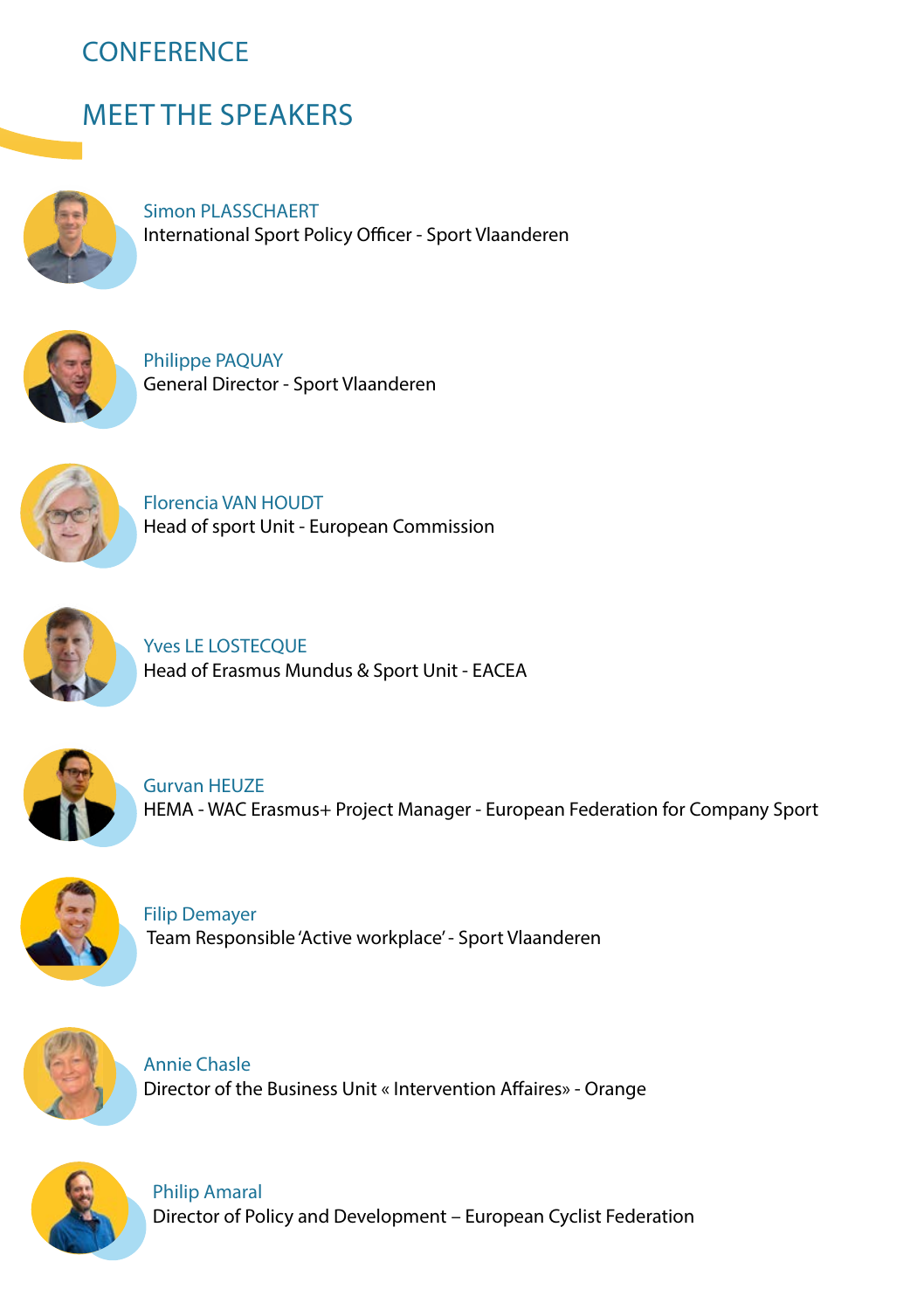# CONFERENCE

## MEET THE SPEAKERS

Simon PLASSCHAERT
International Sport Policy Officer - Sport Vlaanderen

Philippe PAQUAY
General Director - Sport Vlaanderen

Florencia VAN HOUDT
Head of sport Unit - European Commission

Yves LE LOSTECQUE
Head of Erasmus Mundus & Sport Unit - EACEA

Gurvan HEUZE
HEMA - WAC Erasmus+ Project Manager - European Federation for Company Sport

Filip Demayer
Team Responsible 'Active workplace' - Sport Vlaanderen

Annie Chasle
Director of the Business Unit « Intervention Affaires» - Orange

Philip Amaral
Director of Policy and Development – European Cyclist Federation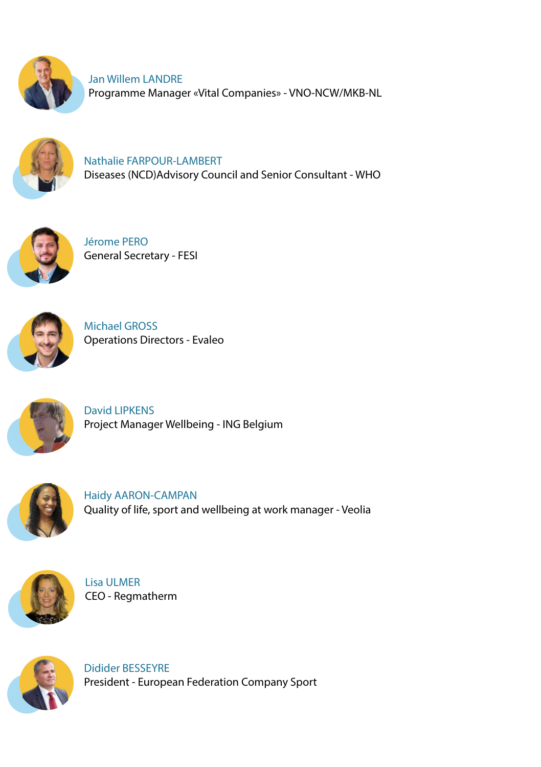Jan Willem LANDRE
Programme Manager «Vital Companies» - VNO-NCW/MKB-NL

Nathalie FARPOUR-LAMBERT
Diseases (NCD)Advisory Council and Senior Consultant - WHO

Jérome PERO
General Secretary - FESI

Michael GROSS
Operations Directors - Evaleo

David LIPKENS
Project Manager Wellbeing - ING Belgium

Haidy AARON-CAMPAN
Quality of life, sport and wellbeing at work manager - Veolia

Lisa ULMER
CEO - Regmatherm

Didider BESSEYRE
President - European Federation Company Sport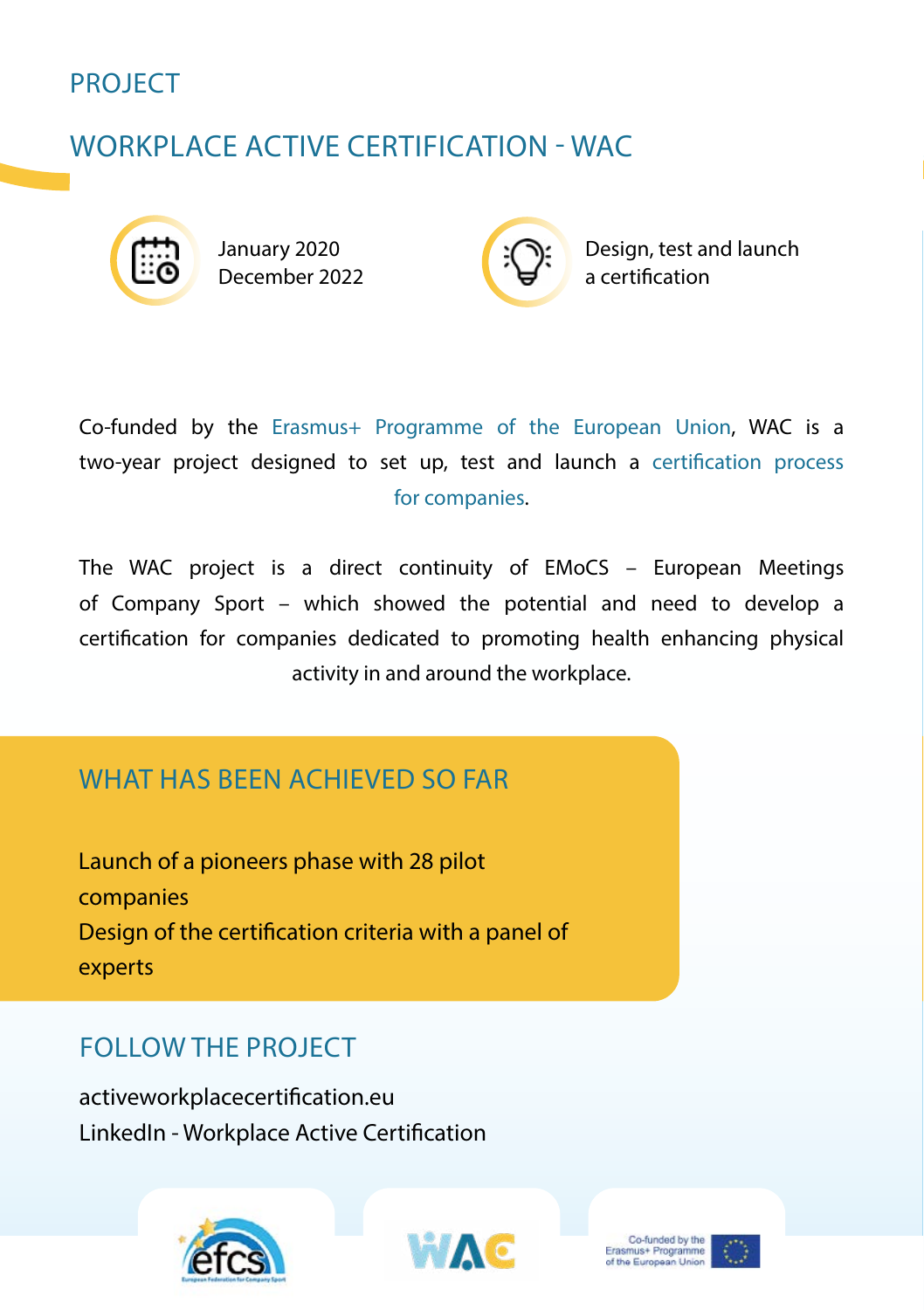PROJECT

# WORKPLACE ACTIVE CERTIFICATION - WAC

January 2020
December 2022

Design, test and launch a certification

Co-funded by the Erasmus+ Programme of the European Union, WAC is a two-year project designed to set up, test and launch a certification process for companies.

The WAC project is a direct continuity of EMoCS – European Meetings of Company Sport – which showed the potential and need to develop a certification for companies dedicated to promoting health enhancing physical activity in and around the workplace.

## WHAT HAS BEEN ACHIEVED SO FAR

Launch of a pioneers phase with 28 pilot companies
Design of the certification criteria with a panel of experts

## FOLLOW THE PROJECT

activeworkplacecertification.eu
LinkedIn - Workplace Active Certification

Co-funded by the Erasmus+ Programme of the European Union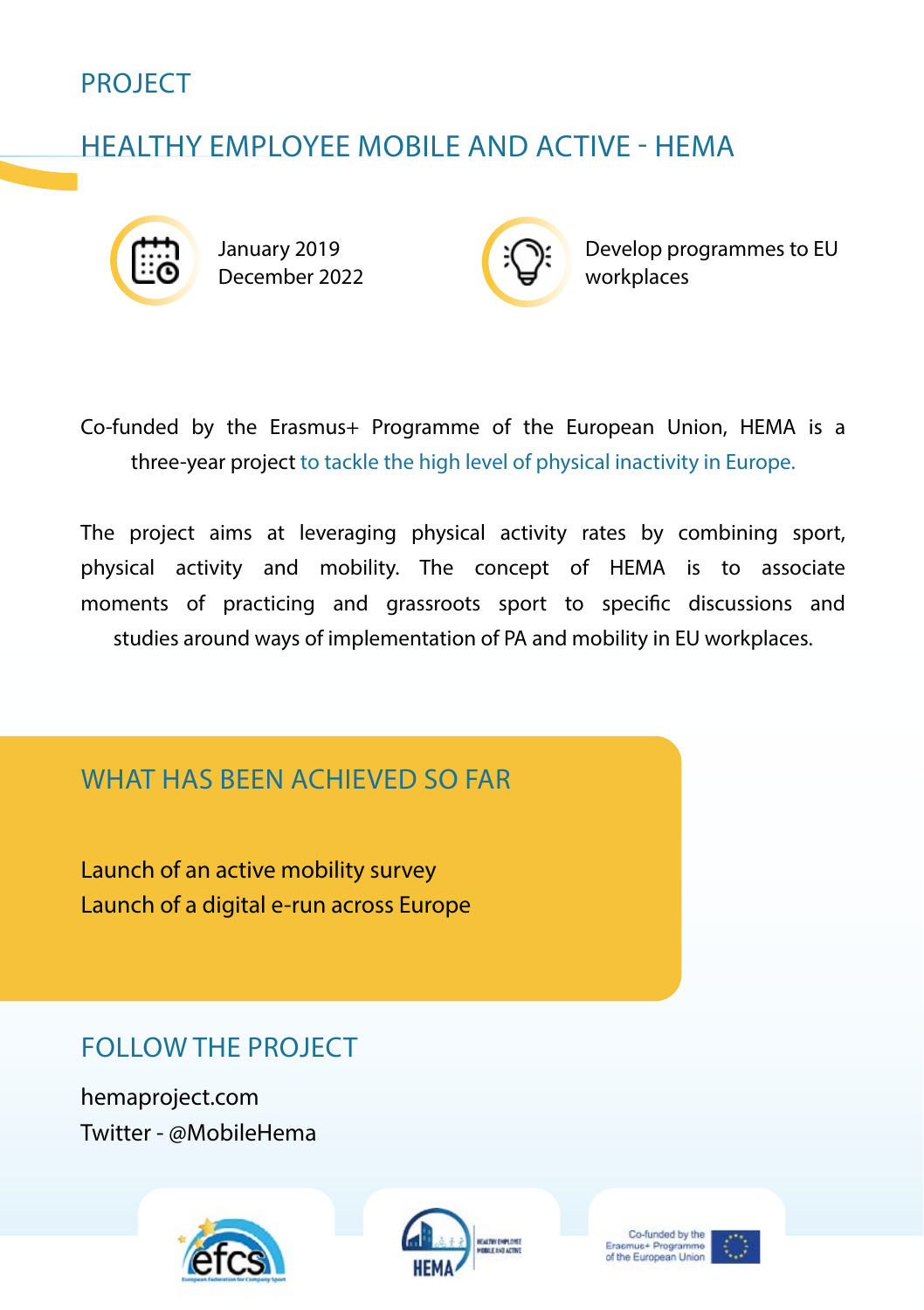PROJECT

# HEALTHY EMPLOYEE MOBILE AND ACTIVE - HEMA

January 2019
December 2022

Develop programmes to EU workplaces

Co-funded by the Erasmus+ Programme of the European Union, HEMA is a three-year project to tackle the high level of physical inactivity in Europe.

The project aims at leveraging physical activity rates by combining sport, physical activity and mobility. The concept of HEMA is to associate moments of practicing and grassroots sport to specific discussions and studies around ways of implementation of PA and mobility in EU workplaces.

## WHAT HAS BEEN ACHIEVED SO FAR

Launch of an active mobility survey
Launch of a digital e-run across Europe

## FOLLOW THE PROJECT

hemaproject.com
Twitter - @MobileHema

Co-funded by the Erasmus+ Programme of the European Union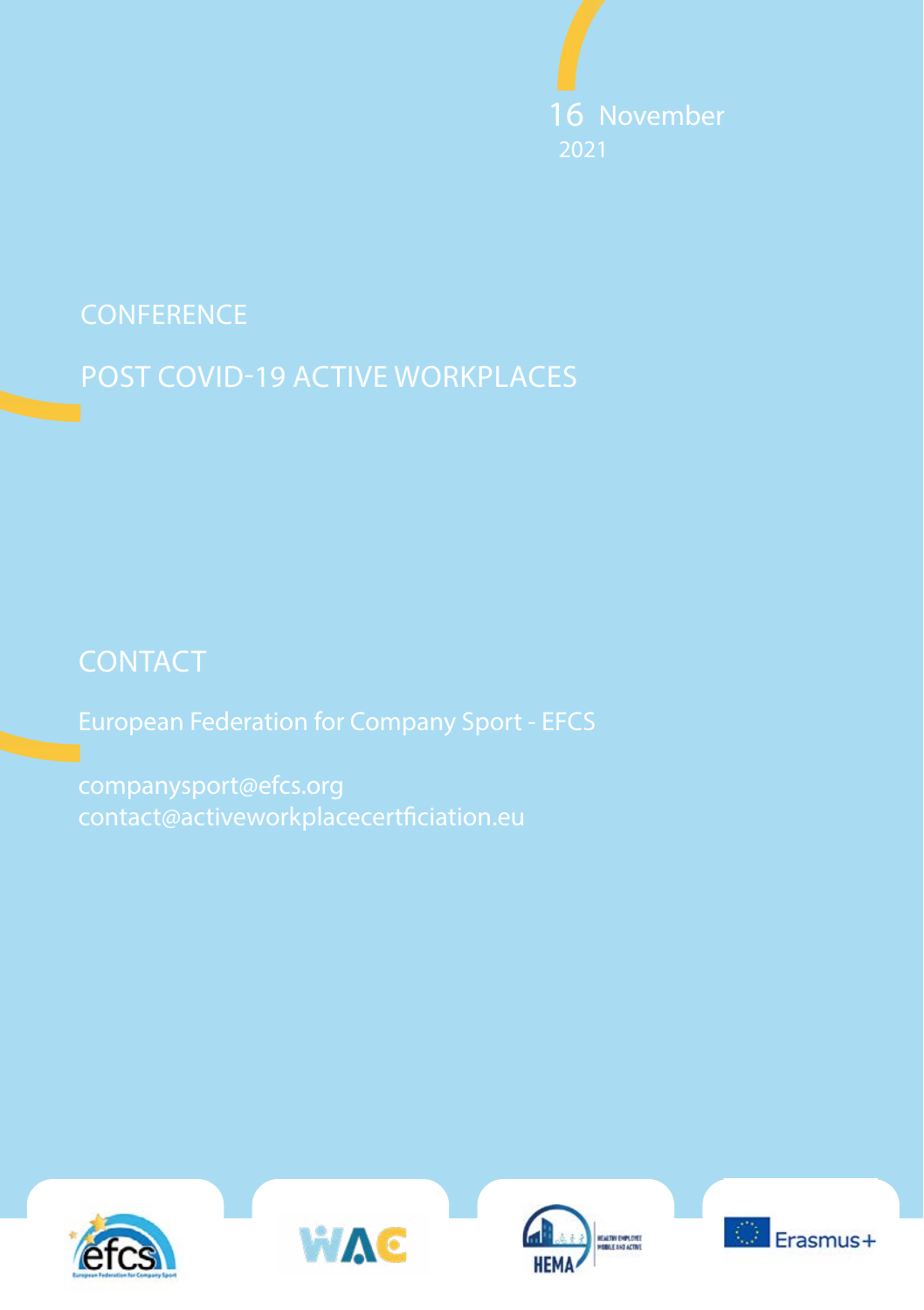16 November
2021

CONFERENCE

POST COVID-19 ACTIVE WORKPLACES

## CONTACT

European Federation for Company Sport - EFCS

companysport@efcs.org
contact@activeworkplacecertficiation.eu